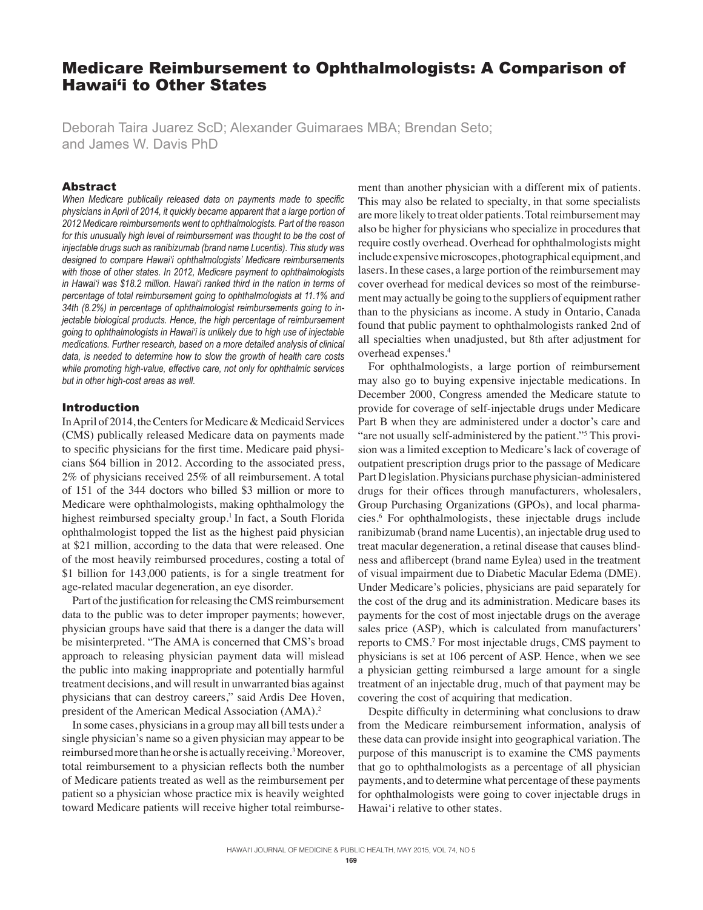# Medicare Reimbursement to Ophthalmologists: A Comparison of Hawai'i to Other States

Deborah Taira Juarez ScD; Alexander Guimaraes MBA; Brendan Seto; and James W. Davis PhD

## Abstract

*When Medicare publically released data on payments made to specific physicians in April of 2014, it quickly became apparent that a large portion of 2012 Medicare reimbursements went to ophthalmologists. Part of the reason for this unusually high level of reimbursement was thought to be the cost of injectable drugs such as ranibizumab (brand name Lucentis). This study was designed to compare Hawai'i ophthalmologists' Medicare reimbursements with those of other states. In 2012, Medicare payment to ophthalmologists in Hawai'i was $18.2 million. Hawai'i ranked third in the nation in terms of percentage of total reimbursement going to ophthalmologists at 11.1% and 34th (8.2%) in percentage of ophthalmologist reimbursements going to injectable biological products. Hence, the high percentage of reimbursement going to ophthalmologists in Hawai'i is unlikely due to high use of injectable medications. Further research, based on a more detailed analysis of clinical data, is needed to determine how to slow the growth of health care costs while promoting high-value, effective care, not only for ophthalmic services but in other high-cost areas as well.*

## Introduction

In April of 2014, the Centers for Medicare & Medicaid Services (CMS) publically released Medicare data on payments made to specific physicians for the first time. Medicare paid physicians $64 billion in 2012. According to the associated press, 2% of physicians received 25% of all reimbursement. A total of 151 of the 344 doctors who billed $3 million or more to Medicare were ophthalmologists, making ophthalmology the highest reimbursed specialty group.[1] In fact, a South Florida ophthalmologist topped the list as the highest paid physician at $21 million, according to the data that were released. One of the most heavily reimbursed procedures, costing a total of $1 billion for 143,000 patients, is for a single treatment for age-related macular degeneration, an eye disorder.

Part of the justification for releasing the CMS reimbursement data to the public was to deter improper payments; however, physician groups have said that there is a danger the data will be misinterpreted. "The AMA is concerned that CMS's broad approach to releasing physician payment data will mislead the public into making inappropriate and potentially harmful treatment decisions, and will result in unwarranted bias against physicians that can destroy careers," said Ardis Dee Hoven, president of the American Medical Association (AMA).[2]

In some cases, physicians in a group may all bill tests under a single physician's name so a given physician may appear to be reimbursed more than he or she is actually receiving.[3] Moreover, total reimbursement to a physician reflects both the number of Medicare patients treated as well as the reimbursement per patient so a physician whose practice mix is heavily weighted toward Medicare patients will receive higher total reimbursement than another physician with a different mix of patients. This may also be related to specialty, in that some specialists are more likely to treat older patients. Total reimbursement may also be higher for physicians who specialize in procedures that require costly overhead. Overhead for ophthalmologists might include expensive microscopes, photographical equipment, and lasers. In these cases, a large portion of the reimbursement may cover overhead for medical devices so most of the reimbursement may actually be going to the suppliers of equipment rather than to the physicians as income. A study in Ontario, Canada found that public payment to ophthalmologists ranked 2nd of all specialties when unadjusted, but 8th after adjustment for overhead expenses.[4]

For ophthalmologists, a large portion of reimbursement may also go to buying expensive injectable medications. In December 2000, Congress amended the Medicare statute to provide for coverage of self-injectable drugs under Medicare Part B when they are administered under a doctor's care and "are not usually self-administered by the patient."[5] This provision was a limited exception to Medicare's lack of coverage of outpatient prescription drugs prior to the passage of Medicare Part D legislation. Physicians purchase physician-administered drugs for their offices through manufacturers, wholesalers, Group Purchasing Organizations (GPOs), and local pharmacies.[6] For ophthalmologists, these injectable drugs include ranibizumab (brand name Lucentis), an injectable drug used to treat macular degeneration, a retinal disease that causes blindness and aflibercept (brand name Eylea) used in the treatment of visual impairment due to Diabetic Macular Edema (DME). Under Medicare's policies, physicians are paid separately for the cost of the drug and its administration. Medicare bases its payments for the cost of most injectable drugs on the average sales price (ASP), which is calculated from manufacturers' reports to CMS.[7] For most injectable drugs, CMS payment to physicians is set at 106 percent of ASP. Hence, when we see a physician getting reimbursed a large amount for a single treatment of an injectable drug, much of that payment may be covering the cost of acquiring that medication.

Despite difficulty in determining what conclusions to draw from the Medicare reimbursement information, analysis of these data can provide insight into geographical variation. The purpose of this manuscript is to examine the CMS payments that go to ophthalmologists as a percentage of all physician payments, and to determine what percentage of these payments for ophthalmologists were going to cover injectable drugs in Hawai'i relative to other states.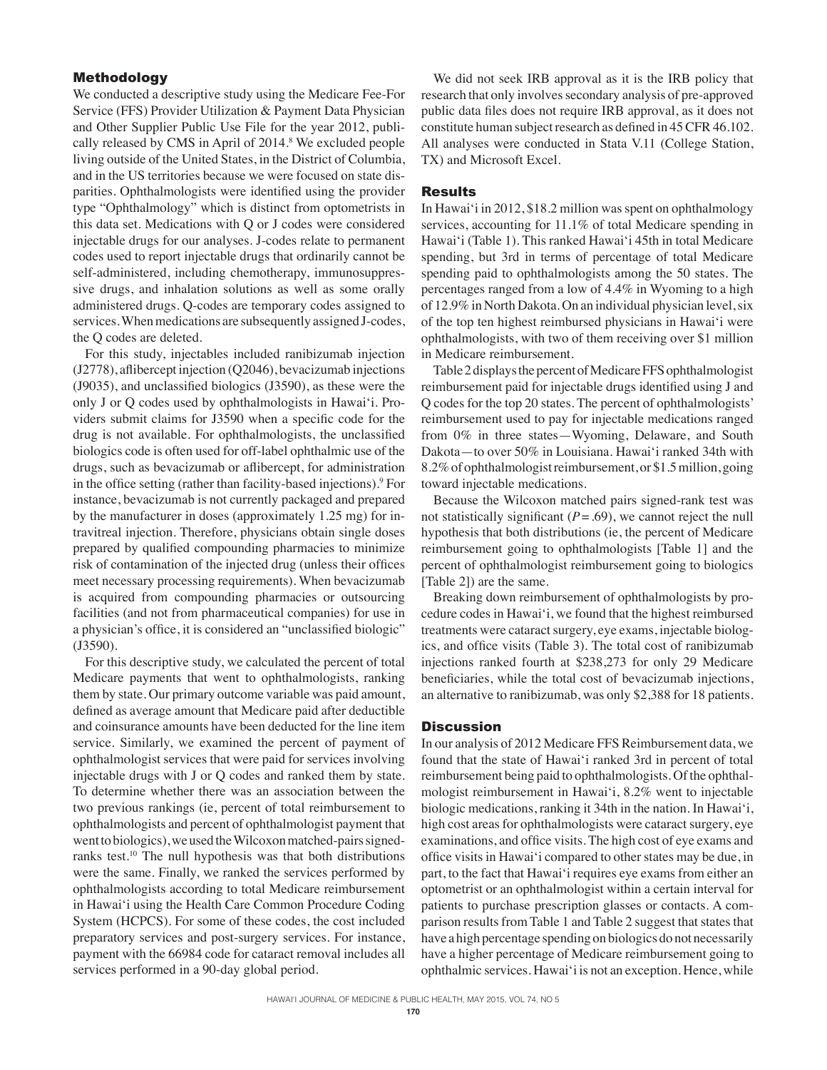## Methodology

We conducted a descriptive study using the Medicare Fee-For Service (FFS) Provider Utilization & Payment Data Physician and Other Supplier Public Use File for the year 2012, publically released by CMS in April of 2014.[8] We excluded people living outside of the United States, in the District of Columbia, and in the US territories because we were focused on state disparities. Ophthalmologists were identified using the provider type "Ophthalmology" which is distinct from optometrists in this data set. Medications with Q or J codes were considered injectable drugs for our analyses. J-codes relate to permanent codes used to report injectable drugs that ordinarily cannot be self-administered, including chemotherapy, immunosuppressive drugs, and inhalation solutions as well as some orally administered drugs. Q-codes are temporary codes assigned to services. When medications are subsequently assigned J-codes, the Q codes are deleted.

For this study, injectables included ranibizumab injection (J2778), aflibercept injection (Q2046), bevacizumab injections (J9035), and unclassified biologics (J3590), as these were the only J or Q codes used by ophthalmologists in Hawai'i. Providers submit claims for J3590 when a specific code for the drug is not available. For ophthalmologists, the unclassified biologics code is often used for off-label ophthalmic use of the drugs, such as bevacizumab or aflibercept, for administration in the office setting (rather than facility-based injections).[9] For instance, bevacizumab is not currently packaged and prepared by the manufacturer in doses (approximately 1.25 mg) for intravitreal injection. Therefore, physicians obtain single doses prepared by qualified compounding pharmacies to minimize risk of contamination of the injected drug (unless their offices meet necessary processing requirements). When bevacizumab is acquired from compounding pharmacies or outsourcing facilities (and not from pharmaceutical companies) for use in a physician's office, it is considered an "unclassified biologic" (J3590).

For this descriptive study, we calculated the percent of total Medicare payments that went to ophthalmologists, ranking them by state. Our primary outcome variable was paid amount, defined as average amount that Medicare paid after deductible and coinsurance amounts have been deducted for the line item service. Similarly, we examined the percent of payment of ophthalmologist services that were paid for services involving injectable drugs with J or Q codes and ranked them by state. To determine whether there was an association between the two previous rankings (ie, percent of total reimbursement to ophthalmologists and percent of ophthalmologist payment that went to biologics), we used the Wilcoxon matched-pairs signed-ranks test.[10] The null hypothesis was that both distributions were the same. Finally, we ranked the services performed by ophthalmologists according to total Medicare reimbursement in Hawai'i using the Health Care Common Procedure Coding System (HCPCS). For some of these codes, the cost included preparatory services and post-surgery services. For instance, payment with the 66984 code for cataract removal includes all services performed in a 90-day global period.

We did not seek IRB approval as it is the IRB policy that research that only involves secondary analysis of pre-approved public data files does not require IRB approval, as it does not constitute human subject research as defined in 45 CFR 46.102. All analyses were conducted in Stata V.11 (College Station, TX) and Microsoft Excel.

## Results

In Hawai'i in 2012, $18.2 million was spent on ophthalmology services, accounting for 11.1% of total Medicare spending in Hawai'i (Table 1). This ranked Hawai'i 45th in total Medicare spending, but 3rd in terms of percentage of total Medicare spending paid to ophthalmologists among the 50 states. The percentages ranged from a low of 4.4% in Wyoming to a high of 12.9% in North Dakota. On an individual physician level, six of the top ten highest reimbursed physicians in Hawai'i were ophthalmologists, with two of them receiving over $1 million in Medicare reimbursement.

Table 2 displays the percent of Medicare FFS ophthalmologist reimbursement paid for injectable drugs identified using J and Q codes for the top 20 states. The percent of ophthalmologists' reimbursement used to pay for injectable medications ranged from 0% in three states—Wyoming, Delaware, and South Dakota—to over 50% in Louisiana. Hawai'i ranked 34th with 8.2% of ophthalmologist reimbursement, or $1.5 million, going toward injectable medications.

Because the Wilcoxon matched pairs signed-rank test was not statistically significant ($P = .69$), we cannot reject the null hypothesis that both distributions (ie, the percent of Medicare reimbursement going to ophthalmologists [Table 1] and the percent of ophthalmologist reimbursement going to biologics [Table 2]) are the same.

Breaking down reimbursement of ophthalmologists by procedure codes in Hawai'i, we found that the highest reimbursed treatments were cataract surgery, eye exams, injectable biologics, and office visits (Table 3). The total cost of ranibizumab injections ranked fourth at $238,273 for only 29 Medicare beneficiaries, while the total cost of bevacizumab injections, an alternative to ranibizumab, was only $2,388 for 18 patients.

## Discussion

In our analysis of 2012 Medicare FFS Reimbursement data, we found that the state of Hawai'i ranked 3rd in percent of total reimbursement being paid to ophthalmologists. Of the ophthalmologist reimbursement in Hawai'i, 8.2% went to injectable biologic medications, ranking it 34th in the nation. In Hawai'i, high cost areas for ophthalmologists were cataract surgery, eye examinations, and office visits. The high cost of eye exams and office visits in Hawai'i compared to other states may be due, in part, to the fact that Hawai'i requires eye exams from either an optometrist or an ophthalmologist within a certain interval for patients to purchase prescription glasses or contacts. A comparison results from Table 1 and Table 2 suggest that states that have a high percentage spending on biologics do not necessarily have a higher percentage of Medicare reimbursement going to ophthalmic services. Hawai'i is not an exception. Hence, while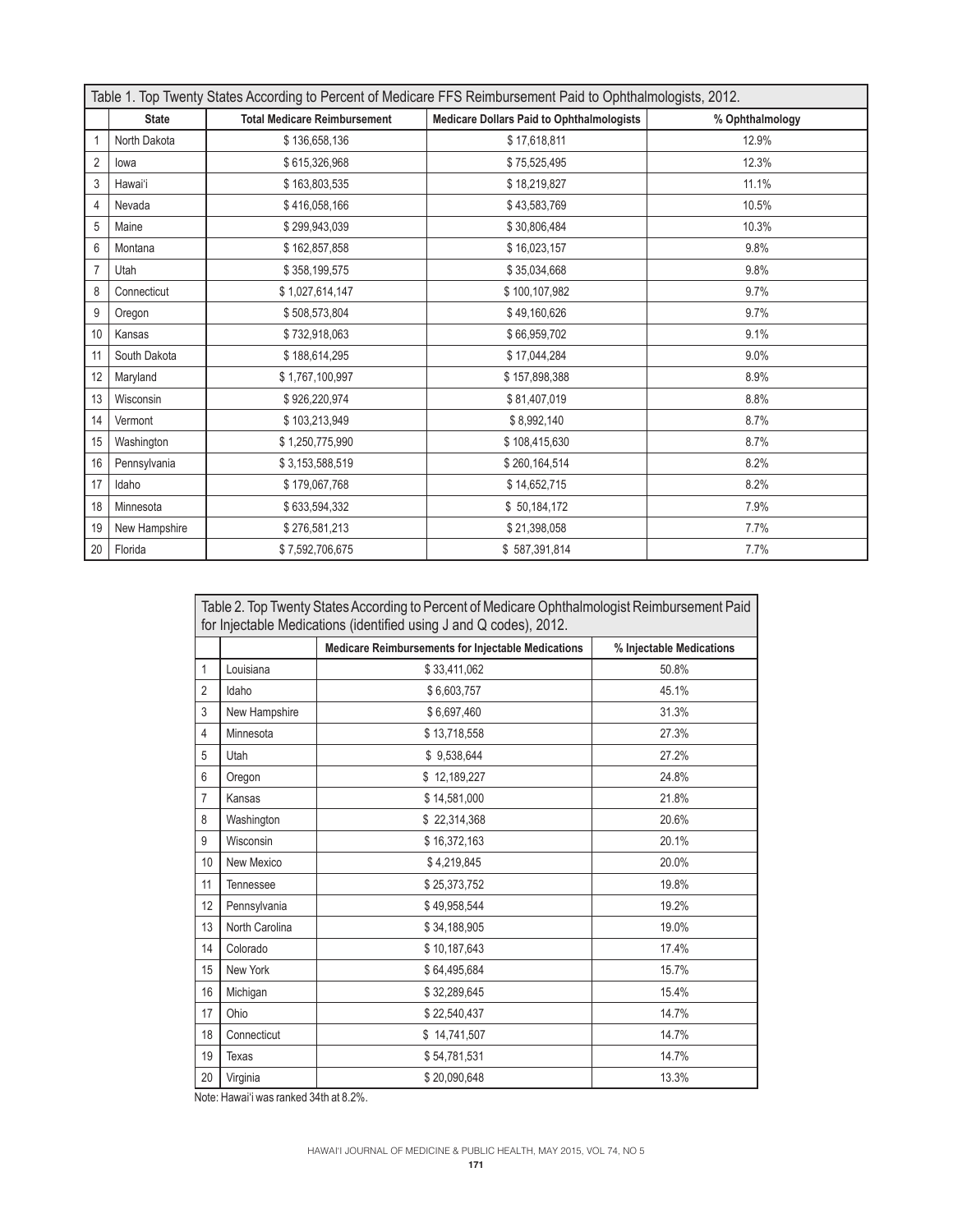Table 1. Top Twenty States According to Percent of Medicare FFS Reimbursement Paid to Ophthalmologists, 2012.

| | State | Total Medicare Reimbursement | Medicare Dollars Paid to Ophthalmologists | % Ophthalmology |
|---|---|---|---|---|
| 1 | North Dakota | $ 136,658,136 | $ 17,618,811 | 12.9% |
| 2 | Iowa | $ 615,326,968 | $ 75,525,495 | 12.3% |
| 3 | Hawai'i | $ 163,803,535 | $ 18,219,827 | 11.1% |
| 4 | Nevada | $ 416,058,166 | $ 43,583,769 | 10.5% |
| 5 | Maine | $ 299,943,039 | $ 30,806,484 | 10.3% |
| 6 | Montana | $ 162,857,858 | $ 16,023,157 | 9.8% |
| 7 | Utah | $ 358,199,575 | $ 35,034,668 | 9.8% |
| 8 | Connecticut | $ 1,027,614,147 | $ 100,107,982 | 9.7% |
| 9 | Oregon | $ 508,573,804 | $ 49,160,626 | 9.7% |
| 10 | Kansas | $ 732,918,063 | $ 66,959,702 | 9.1% |
| 11 | South Dakota | $ 188,614,295 | $ 17,044,284 | 9.0% |
| 12 | Maryland | $ 1,767,100,997 | $ 157,898,388 | 8.9% |
| 13 | Wisconsin | $ 926,220,974 | $ 81,407,019 | 8.8% |
| 14 | Vermont | $ 103,213,949 | $ 8,992,140 | 8.7% |
| 15 | Washington | $ 1,250,775,990 | $ 108,415,630 | 8.7% |
| 16 | Pennsylvania | $ 3,153,588,519 | $ 260,164,514 | 8.2% |
| 17 | Idaho | $ 179,067,768 | $ 14,652,715 | 8.2% |
| 18 | Minnesota | $ 633,594,332 | $ 50,184,172 | 7.9% |
| 19 | New Hampshire | $ 276,581,213 | $ 21,398,058 | 7.7% |
| 20 | Florida | $ 7,592,706,675 | $ 587,391,814 | 7.7% |

Table 2. Top Twenty States According to Percent of Medicare Ophthalmologist Reimbursement Paid for Injectable Medications (identified using J and Q codes), 2012.

| | | Medicare Reimbursements for Injectable Medications | % Injectable Medications |
|---|---|---|---|
| 1 | Louisiana | $ 33,411,062 | 50.8% |
| 2 | Idaho | $ 6,603,757 | 45.1% |
| 3 | New Hampshire | $ 6,697,460 | 31.3% |
| 4 | Minnesota | $ 13,718,558 | 27.3% |
| 5 | Utah | $ 9,538,644 | 27.2% |
| 6 | Oregon | $ 12,189,227 | 24.8% |
| 7 | Kansas | $ 14,581,000 | 21.8% |
| 8 | Washington | $ 22,314,368 | 20.6% |
| 9 | Wisconsin | $ 16,372,163 | 20.1% |
| 10 | New Mexico | $ 4,219,845 | 20.0% |
| 11 | Tennessee | $ 25,373,752 | 19.8% |
| 12 | Pennsylvania | $ 49,958,544 | 19.2% |
| 13 | North Carolina | $ 34,188,905 | 19.0% |
| 14 | Colorado | $ 10,187,643 | 17.4% |
| 15 | New York | $ 64,495,684 | 15.7% |
| 16 | Michigan | $ 32,289,645 | 15.4% |
| 17 | Ohio | $ 22,540,437 | 14.7% |
| 18 | Connecticut | $ 14,741,507 | 14.7% |
| 19 | Texas | $ 54,781,531 | 14.7% |
| 20 | Virginia | $ 20,090,648 | 13.3% |

Note: Hawai'i was ranked 34th at 8.2%.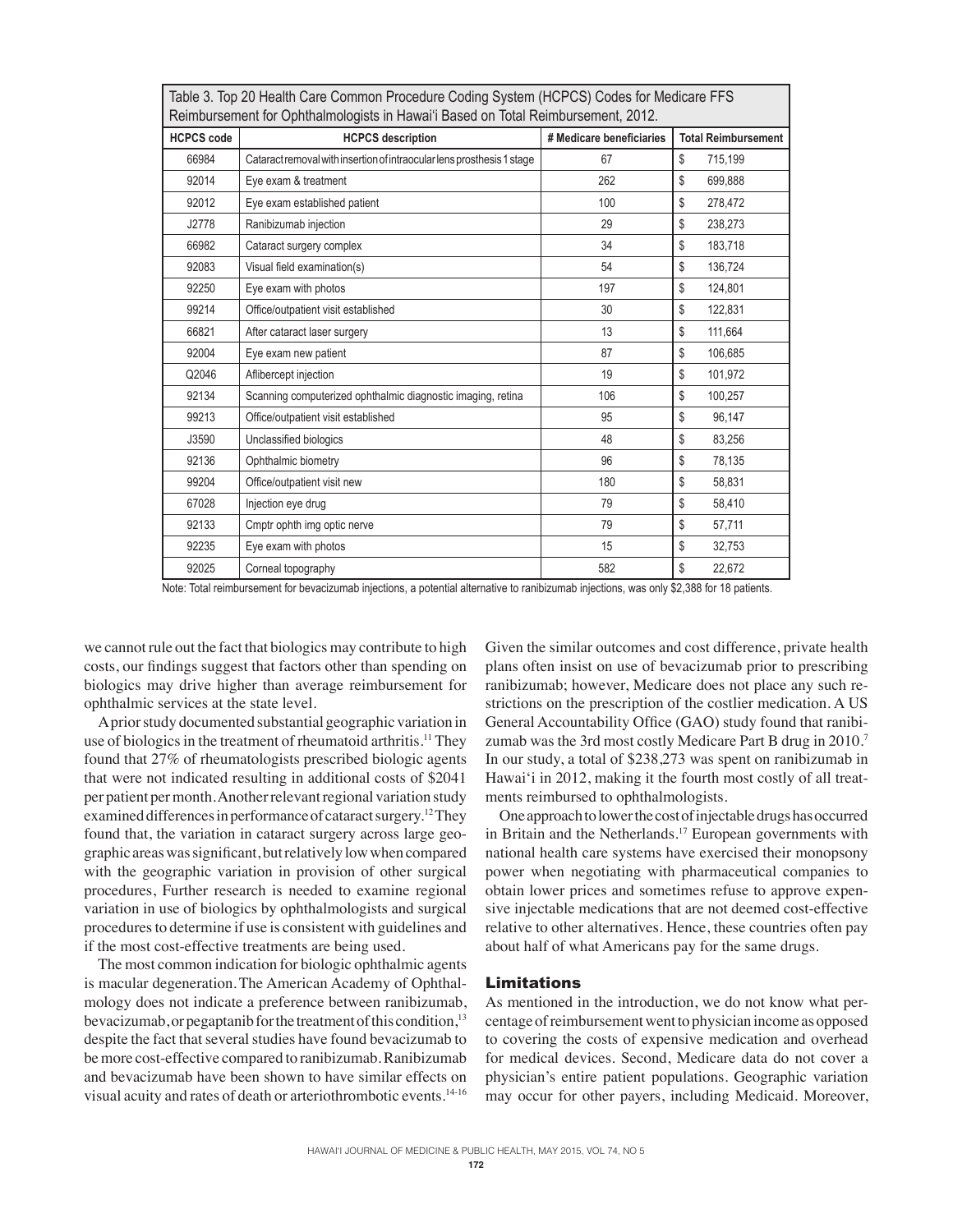Table 3. Top 20 Health Care Common Procedure Coding System (HCPCS) Codes for Medicare FFS Reimbursement for Ophthalmologists in Hawai'i Based on Total Reimbursement, 2012.

| HCPCS code | HCPCS description | # Medicare beneficiaries | Total Reimbursement |
|---|---|---|---|
| 66984 | Cataract removal with insertion of intraocular lens prosthesis 1 stage | 67 | $ 715,199 |
| 92014 | Eye exam & treatment | 262 | $ 699,888 |
| 92012 | Eye exam established patient | 100 | $ 278,472 |
| J2778 | Ranibizumab injection | 29 | $ 238,273 |
| 66982 | Cataract surgery complex | 34 | $ 183,718 |
| 92083 | Visual field examination(s) | 54 | $ 136,724 |
| 92250 | Eye exam with photos | 197 | $ 124,801 |
| 99214 | Office/outpatient visit established | 30 | $ 122,831 |
| 66821 | After cataract laser surgery | 13 | $ 111,664 |
| 92004 | Eye exam new patient | 87 | $ 106,685 |
| Q2046 | Aflibercept injection | 19 | $ 101,972 |
| 92134 | Scanning computerized ophthalmic diagnostic imaging, retina | 106 | $ 100,257 |
| 99213 | Office/outpatient visit established | 95 | $ 96,147 |
| J3590 | Unclassified biologics | 48 | $ 83,256 |
| 92136 | Ophthalmic biometry | 96 | $ 78,135 |
| 99204 | Office/outpatient visit new | 180 | $ 58,831 |
| 67028 | Injection eye drug | 79 | $ 58,410 |
| 92133 | Cmptr ophth img optic nerve | 79 | $ 57,711 |
| 92235 | Eye exam with photos | 15 | $ 32,753 |
| 92025 | Corneal topography | 582 | $ 22,672 |

Note: Total reimbursement for bevacizumab injections, a potential alternative to ranibizumab injections, was only $2,388 for 18 patients.

we cannot rule out the fact that biologics may contribute to high costs, our findings suggest that factors other than spending on biologics may drive higher than average reimbursement for ophthalmic services at the state level.

A prior study documented substantial geographic variation in use of biologics in the treatment of rheumatoid arthritis.[11] They found that 27% of rheumatologists prescribed biologic agents that were not indicated resulting in additional costs of $2041 per patient per month. Another relevant regional variation study examined differences in performance of cataract surgery.[12] They found that, the variation in cataract surgery across large geographic areas was significant, but relatively low when compared with the geographic variation in provision of other surgical procedures, Further research is needed to examine regional variation in use of biologics by ophthalmologists and surgical procedures to determine if use is consistent with guidelines and if the most cost-effective treatments are being used.

The most common indication for biologic ophthalmic agents is macular degeneration. The American Academy of Ophthalmology does not indicate a preference between ranibizumab, bevacizumab, or pegaptanib for the treatment of this condition,[13] despite the fact that several studies have found bevacizumab to be more cost-effective compared to ranibizumab. Ranibizumab and bevacizumab have been shown to have similar effects on visual acuity and rates of death or arteriothrombotic events.[14-16] Given the similar outcomes and cost difference, private health plans often insist on use of bevacizumab prior to prescribing ranibizumab; however, Medicare does not place any such restrictions on the prescription of the costlier medication. A US General Accountability Office (GAO) study found that ranibizumab was the 3rd most costly Medicare Part B drug in 2010.[7] In our study, a total of $238,273 was spent on ranibizumab in Hawai'i in 2012, making it the fourth most costly of all treatments reimbursed to ophthalmologists.

One approach to lower the cost of injectable drugs has occurred in Britain and the Netherlands.[17] European governments with national health care systems have exercised their monopsony power when negotiating with pharmaceutical companies to obtain lower prices and sometimes refuse to approve expensive injectable medications that are not deemed cost-effective relative to other alternatives. Hence, these countries often pay about half of what Americans pay for the same drugs.

## Limitations

As mentioned in the introduction, we do not know what percentage of reimbursement went to physician income as opposed to covering the costs of expensive medication and overhead for medical devices. Second, Medicare data do not cover a physician's entire patient populations. Geographic variation may occur for other payers, including Medicaid. Moreover,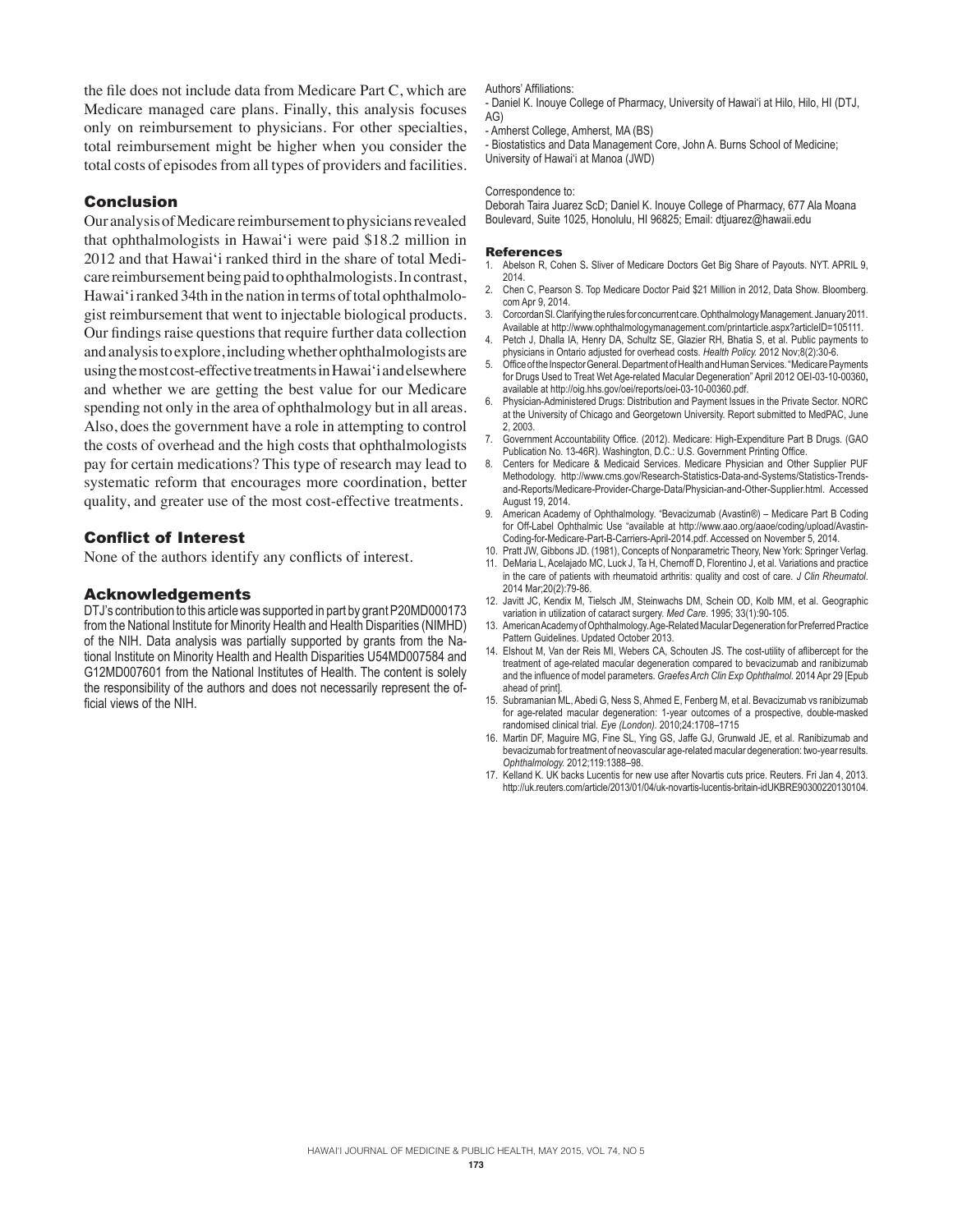the file does not include data from Medicare Part C, which are Medicare managed care plans. Finally, this analysis focuses only on reimbursement to physicians. For other specialties, total reimbursement might be higher when you consider the total costs of episodes from all types of providers and facilities.

## Conclusion

Our analysis of Medicare reimbursement to physicians revealed that ophthalmologists in Hawai'i were paid $18.2 million in 2012 and that Hawai'i ranked third in the share of total Medicare reimbursement being paid to ophthalmologists. In contrast, Hawai'i ranked 34th in the nation in terms of total ophthalmologist reimbursement that went to injectable biological products. Our findings raise questions that require further data collection and analysis to explore, including whether ophthalmologists are using the most cost-effective treatments in Hawai'i and elsewhere and whether we are getting the best value for our Medicare spending not only in the area of ophthalmology but in all areas. Also, does the government have a role in attempting to control the costs of overhead and the high costs that ophthalmologists pay for certain medications? This type of research may lead to systematic reform that encourages more coordination, better quality, and greater use of the most cost-effective treatments.

## Conflict of Interest

None of the authors identify any conflicts of interest.

## Acknowledgements

DTJ's contribution to this article was supported in part by grant P20MD000173 from the National Institute for Minority Health and Health Disparities (NIMHD) of the NIH. Data analysis was partially supported by grants from the National Institute on Minority Health and Health Disparities U54MD007584 and G12MD007601 from the National Institutes of Health. The content is solely the responsibility of the authors and does not necessarily represent the official views of the NIH.

Authors' Affiliations:

- Daniel K. Inouye College of Pharmacy, University of Hawai'i at Hilo, Hilo, HI (DTJ, AG)
- Amherst College, Amherst, MA (BS)
- Biostatistics and Data Management Core, John A. Burns School of Medicine; University of Hawai'i at Manoa (JWD)

Correspondence to:

Deborah Taira Juarez ScD; Daniel K. Inouye College of Pharmacy, 677 Ala Moana Boulevard, Suite 1025, Honolulu, HI 96825; Email: dtjuarez@hawaii.edu

## References

1. Abelson R, Cohen S. Sliver of Medicare Doctors Get Big Share of Payouts. NYT. APRIL 9, 2014.
2. Chen C, Pearson S. Top Medicare Doctor Paid $21 Million in 2012, Data Show. Bloomberg.com Apr 9, 2014.
3. Corcordan SI. Clarifying the rules for concurrent care. Ophthalmology Management. January 2011. Available at http://www.ophthalmologymanagement.com/printarticle.aspx?articleID=105111.
4. Petch J, Dhalla IA, Henry DA, Schultz SE, Glazier RH, Bhatia S, et al. Public payments to physicians in Ontario adjusted for overhead costs. *Health Policy.* 2012 Nov;8(2):30-6.
5. Office of the Inspector General. Department of Health and Human Services. "Medicare Payments for Drugs Used to Treat Wet Age-related Macular Degeneration" April 2012 OEI-03-10-00360, available at http://oig.hhs.gov/oei/reports/oei-03-10-00360.pdf.
6. Physician-Administered Drugs: Distribution and Payment Issues in the Private Sector. NORC at the University of Chicago and Georgetown University. Report submitted to MedPAC, June 2, 2003.
7. Government Accountability Office. (2012). Medicare: High-Expenditure Part B Drugs. (GAO Publication No. 13-46R). Washington, D.C.: U.S. Government Printing Office.
8. Centers for Medicare & Medicaid Services. Medicare Physician and Other Supplier PUF Methodology. http://www.cms.gov/Research-Statistics-Data-and-Systems/Statistics-Trends-and-Reports/Medicare-Provider-Charge-Data/Physician-and-Other-Supplier.html. Accessed August 19, 2014.
9. American Academy of Ophthalmology. "Bevacizumab (Avastin®) – Medicare Part B Coding for Off-Label Ophthalmic Use "available at http://www.aao.org/aaoe/coding/upload/Avastin-Coding-for-Medicare-Part-B-Carriers-April-2014.pdf. Accessed on November 5, 2014.
10. Pratt JW, Gibbons JD. (1981), Concepts of Nonparametric Theory, New York: Springer Verlag.
11. DeMaria L, Acelajado MC, Luck J, Ta H, Chernoff D, Florentino J, et al. Variations and practice in the care of patients with rheumatoid arthritis: quality and cost of care. *J Clin Rheumatol*. 2014 Mar;20(2):79-86.
12. Javitt JC, Kendix M, Tielsch JM, Steinwachs DM, Schein OD, Kolb MM, et al. Geographic variation in utilization of cataract surgery. *Med Care*. 1995; 33(1):90-105.
13. American Academy of Ophthalmology. Age-Related Macular Degeneration for Preferred Practice Pattern Guidelines. Updated October 2013.
14. Elshout M, Van der Reis MI, Webers CA, Schouten JS. The cost-utility of aflibercept for the treatment of age-related macular degeneration compared to bevacizumab and ranibizumab and the influence of model parameters. *Graefes Arch Clin Exp Ophthalmol*. 2014 Apr 29 [Epub ahead of print].
15. Subramanian ML, Abedi G, Ness S, Ahmed E, Fenberg M, et al. Bevacizumab vs ranibizumab for age-related macular degeneration: 1-year outcomes of a prospective, double-masked randomised clinical trial. *Eye (London)*. 2010;24:1708–1715
16. Martin DF, Maguire MG, Fine SL, Ying GS, Jaffe GJ, Grunwald JE, et al. Ranibizumab and bevacizumab for treatment of neovascular age-related macular degeneration: two-year results. *Ophthalmology.* 2012;119:1388–98.
17. Kelland K. UK backs Lucentis for new use after Novartis cuts price. Reuters. Fri Jan 4, 2013. http://uk.reuters.com/article/2013/01/04/uk-novartis-lucentis-britain-idUKBRE90300220130104.